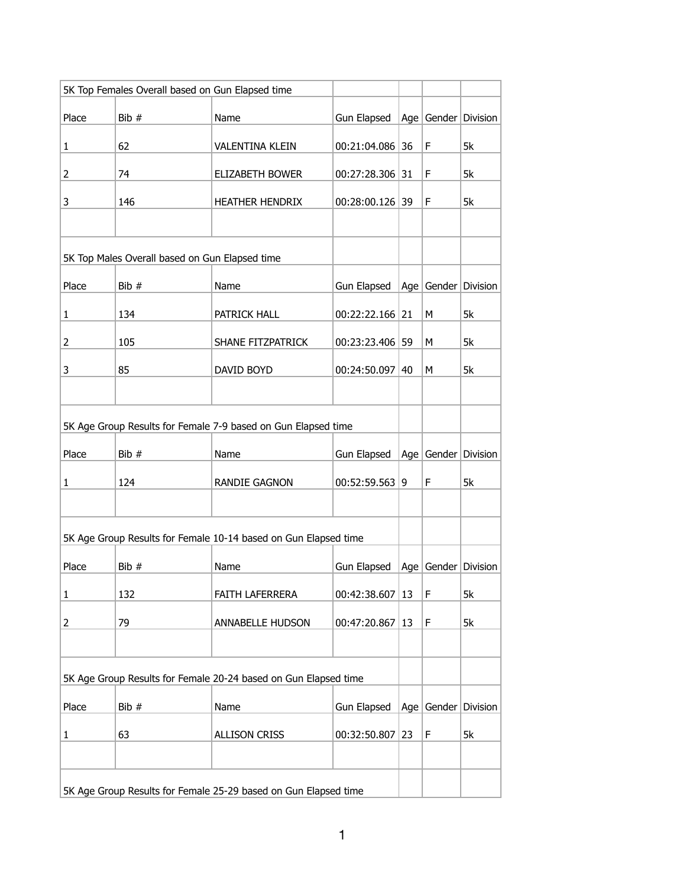| 5K Top Females Overall based on Gun Elapsed time | | | | | | |
|---|---|---|---|---|---|---|
| Place | Bib # | Name | Gun Elapsed | Age | Gender | Division |
| 1 | 62 | VALENTINA KLEIN | 00:21:04.086 | 36 | F | 5k |
| 2 | 74 | ELIZABETH BOWER | 00:27:28.306 | 31 | F | 5k |
| 3 | 146 | HEATHER HENDRIX | 00:28:00.126 | 39 | F | 5k |
| | | | | | | |
| 5K Top Males Overall based on Gun Elapsed time | | | | | | |
| Place | Bib # | Name | Gun Elapsed | Age | Gender | Division |
| 1 | 134 | PATRICK HALL | 00:22:22.166 | 21 | M | 5k |
| 2 | 105 | SHANE FITZPATRICK | 00:23:23.406 | 59 | M | 5k |
| 3 | 85 | DAVID BOYD | 00:24:50.097 | 40 | M | 5k |
| | | | | | | |
| 5K Age Group Results for Female 7-9 based on Gun Elapsed time | | | | | | |
| Place | Bib # | Name | Gun Elapsed | Age | Gender | Division |
| 1 | 124 | RANDIE GAGNON | 00:52:59.563 | 9 | F | 5k |
| | | | | | | |
| 5K Age Group Results for Female 10-14 based on Gun Elapsed time | | | | | | |
| Place | Bib # | Name | Gun Elapsed | Age | Gender | Division |
| 1 | 132 | FAITH LAFERRERA | 00:42:38.607 | 13 | F | 5k |
| 2 | 79 | ANNABELLE HUDSON | 00:47:20.867 | 13 | F | 5k |
| | | | | | | |
| 5K Age Group Results for Female 20-24 based on Gun Elapsed time | | | | | | |
| Place | Bib # | Name | Gun Elapsed | Age | Gender | Division |
| 1 | 63 | ALLISON CRISS | 00:32:50.807 | 23 | F | 5k |
| | | | | | | |
| 5K Age Group Results for Female 25-29 based on Gun Elapsed time | | | | | | |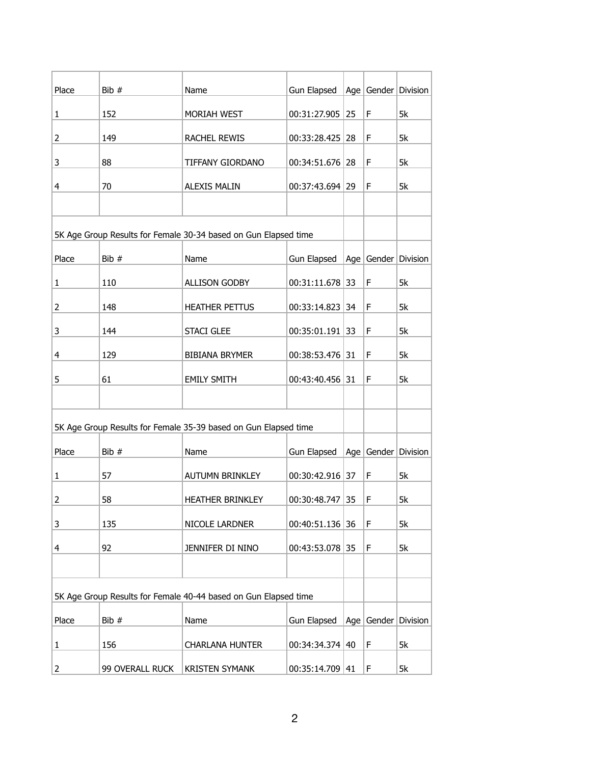| Place | Bib # | Name | Gun Elapsed | Age | Gender | Division |
|---|---|---|---|---|---|---|
| 1 | 152 | MORIAH WEST | 00:31:27.905 | 25 | F | 5k |
| 2 | 149 | RACHEL REWIS | 00:33:28.425 | 28 | F | 5k |
| 3 | 88 | TIFFANY GIORDANO | 00:34:51.676 | 28 | F | 5k |
| 4 | 70 | ALEXIS MALIN | 00:37:43.694 | 29 | F | 5k |

5K Age Group Results for Female 30-34 based on Gun Elapsed time

| Place | Bib # | Name | Gun Elapsed | Age | Gender | Division |
|---|---|---|---|---|---|---|
| 1 | 110 | ALLISON GODBY | 00:31:11.678 | 33 | F | 5k |
| 2 | 148 | HEATHER PETTUS | 00:33:14.823 | 34 | F | 5k |
| 3 | 144 | STACI GLEE | 00:35:01.191 | 33 | F | 5k |
| 4 | 129 | BIBIANA BRYMER | 00:38:53.476 | 31 | F | 5k |
| 5 | 61 | EMILY SMITH | 00:43:40.456 | 31 | F | 5k |

5K Age Group Results for Female 35-39 based on Gun Elapsed time

| Place | Bib # | Name | Gun Elapsed | Age | Gender | Division |
|---|---|---|---|---|---|---|
| 1 | 57 | AUTUMN BRINKLEY | 00:30:42.916 | 37 | F | 5k |
| 2 | 58 | HEATHER BRINKLEY | 00:30:48.747 | 35 | F | 5k |
| 3 | 135 | NICOLE LARDNER | 00:40:51.136 | 36 | F | 5k |
| 4 | 92 | JENNIFER DI NINO | 00:43:53.078 | 35 | F | 5k |

5K Age Group Results for Female 40-44 based on Gun Elapsed time

| Place | Bib # | Name | Gun Elapsed | Age | Gender | Division |
|---|---|---|---|---|---|---|
| 1 | 156 | CHARLANA HUNTER | 00:34:34.374 | 40 | F | 5k |
| 2 | 99 OVERALL RUCK | KRISTEN SYMANK | 00:35:14.709 | 41 | F | 5k |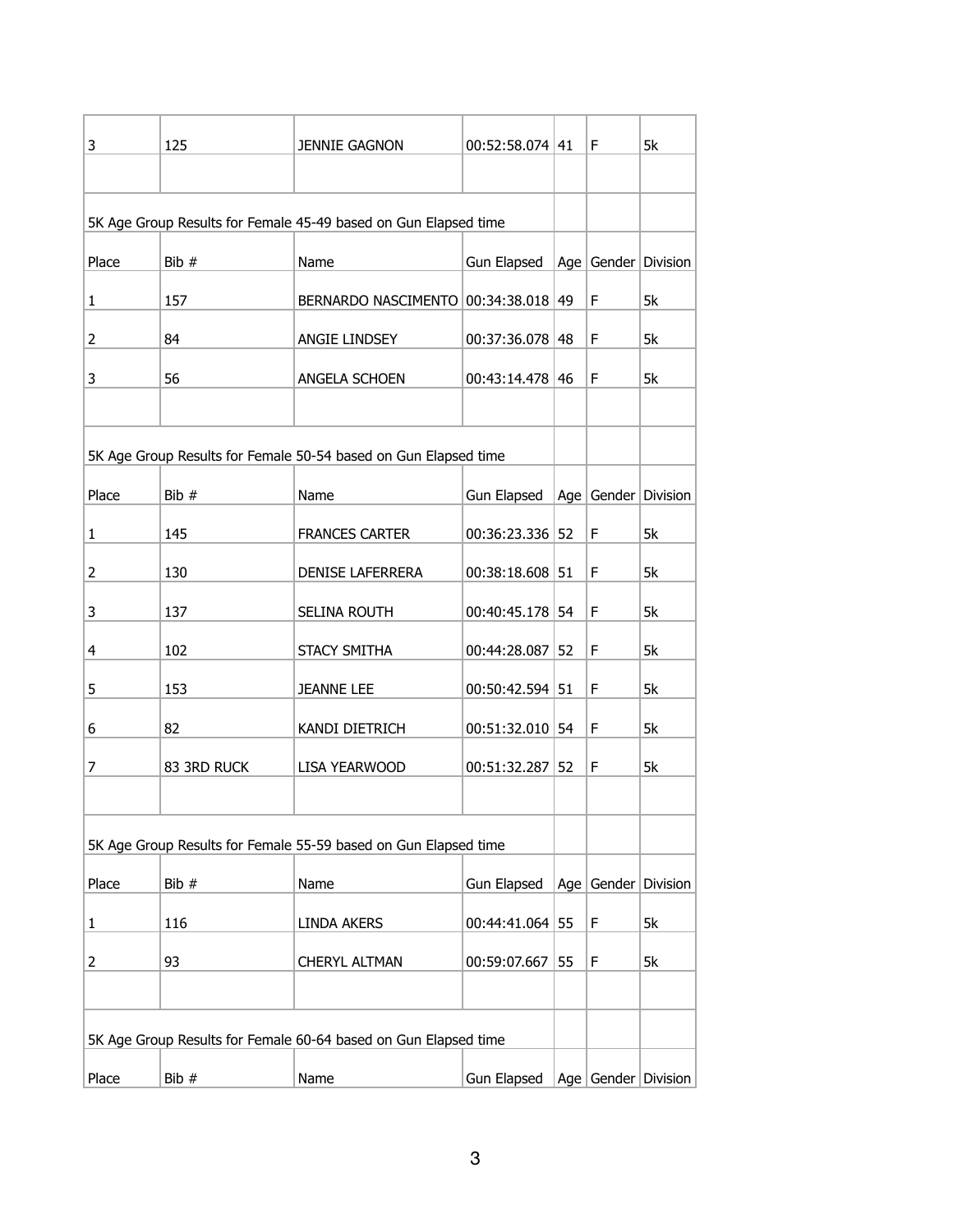| 3 | 125 | JENNIE GAGNON | 00:52:58.074 | 41 | F | 5k |
|---|---|---|---|---|---|---|

5K Age Group Results for Female 45-49 based on Gun Elapsed time

| Place | Bib # | Name | Gun Elapsed | Age | Gender | Division |
|---|---|---|---|---|---|---|
| 1 | 157 | BERNARDO NASCIMENTO | 00:34:38.018 | 49 | F | 5k |
| 2 | 84 | ANGIE LINDSEY | 00:37:36.078 | 48 | F | 5k |
| 3 | 56 | ANGELA SCHOEN | 00:43:14.478 | 46 | F | 5k |

5K Age Group Results for Female 50-54 based on Gun Elapsed time

| Place | Bib # | Name | Gun Elapsed | Age | Gender | Division |
|---|---|---|---|---|---|---|
| 1 | 145 | FRANCES CARTER | 00:36:23.336 | 52 | F | 5k |
| 2 | 130 | DENISE LAFERRERA | 00:38:18.608 | 51 | F | 5k |
| 3 | 137 | SELINA ROUTH | 00:40:45.178 | 54 | F | 5k |
| 4 | 102 | STACY SMITHA | 00:44:28.087 | 52 | F | 5k |
| 5 | 153 | JEANNE LEE | 00:50:42.594 | 51 | F | 5k |
| 6 | 82 | KANDI DIETRICH | 00:51:32.010 | 54 | F | 5k |
| 7 | 83 3RD RUCK | LISA YEARWOOD | 00:51:32.287 | 52 | F | 5k |

5K Age Group Results for Female 55-59 based on Gun Elapsed time

| Place | Bib # | Name | Gun Elapsed | Age | Gender | Division |
|---|---|---|---|---|---|---|
| 1 | 116 | LINDA AKERS | 00:44:41.064 | 55 | F | 5k |
| 2 | 93 | CHERYL ALTMAN | 00:59:07.667 | 55 | F | 5k |

5K Age Group Results for Female 60-64 based on Gun Elapsed time

| Place | Bib # | Name | Gun Elapsed | Age | Gender | Division |
|---|---|---|---|---|---|---|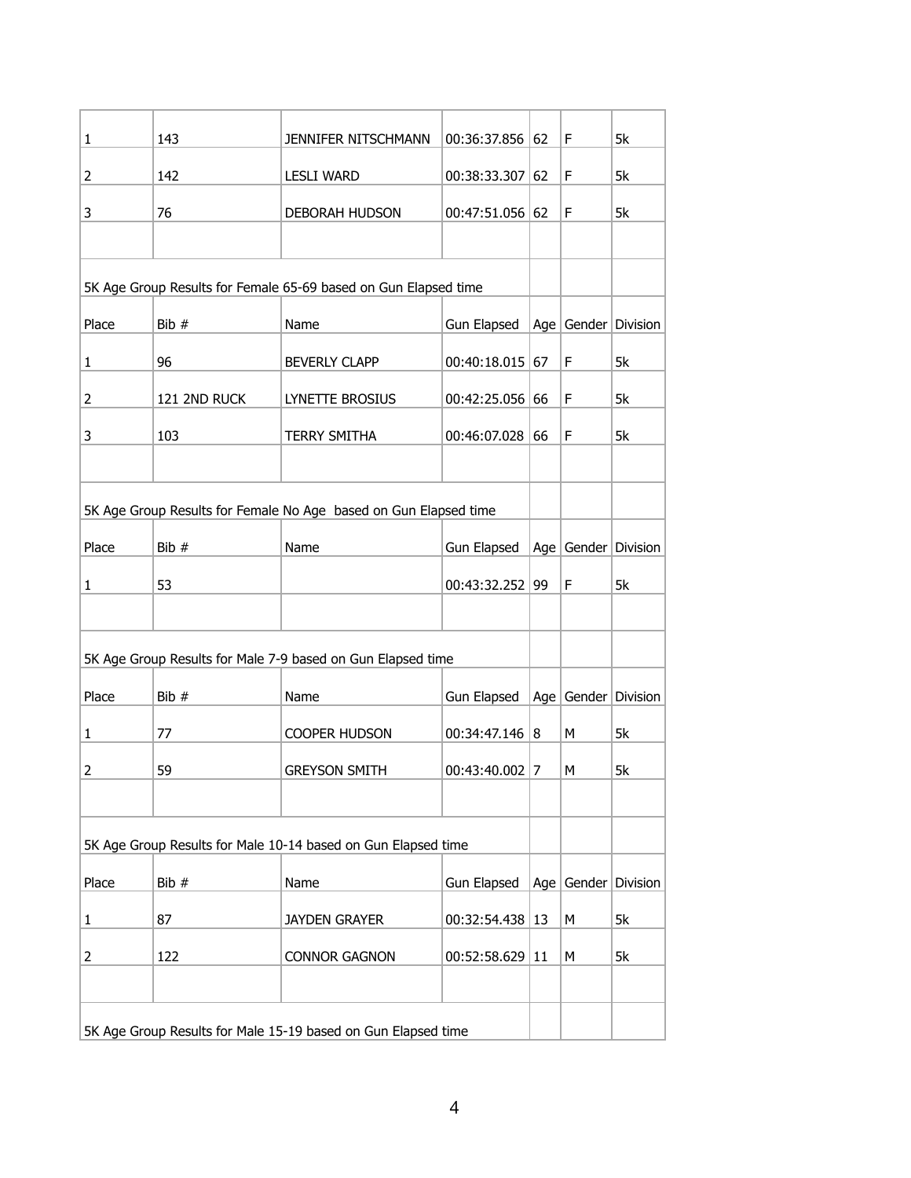| | | | | | | |
|---|---|---|---|---|---|---|
| 1 | 143 | JENNIFER NITSCHMANN | 00:36:37.856 | 62 | F | 5k |
| 2 | 142 | LESLI WARD | 00:38:33.307 | 62 | F | 5k |
| 3 | 76 | DEBORAH HUDSON | 00:47:51.056 | 62 | F | 5k |

5K Age Group Results for Female 65-69 based on Gun Elapsed time

| Place | Bib # | Name | Gun Elapsed | Age | Gender | Division |
|---|---|---|---|---|---|---|
| 1 | 96 | BEVERLY CLAPP | 00:40:18.015 | 67 | F | 5k |
| 2 | 121 2ND RUCK | LYNETTE BROSIUS | 00:42:25.056 | 66 | F | 5k |
| 3 | 103 | TERRY SMITHA | 00:46:07.028 | 66 | F | 5k |

5K Age Group Results for Female No Age based on Gun Elapsed time

| Place | Bib # | Name | Gun Elapsed | Age | Gender | Division |
|---|---|---|---|---|---|---|
| 1 | 53 | | 00:43:32.252 | 99 | F | 5k |

5K Age Group Results for Male 7-9 based on Gun Elapsed time

| Place | Bib # | Name | Gun Elapsed | Age | Gender | Division |
|---|---|---|---|---|---|---|
| 1 | 77 | COOPER HUDSON | 00:34:47.146 | 8 | M | 5k |
| 2 | 59 | GREYSON SMITH | 00:43:40.002 | 7 | M | 5k |

5K Age Group Results for Male 10-14 based on Gun Elapsed time

| Place | Bib # | Name | Gun Elapsed | Age | Gender | Division |
|---|---|---|---|---|---|---|
| 1 | 87 | JAYDEN GRAYER | 00:32:54.438 | 13 | M | 5k |
| 2 | 122 | CONNOR GAGNON | 00:52:58.629 | 11 | M | 5k |

5K Age Group Results for Male 15-19 based on Gun Elapsed time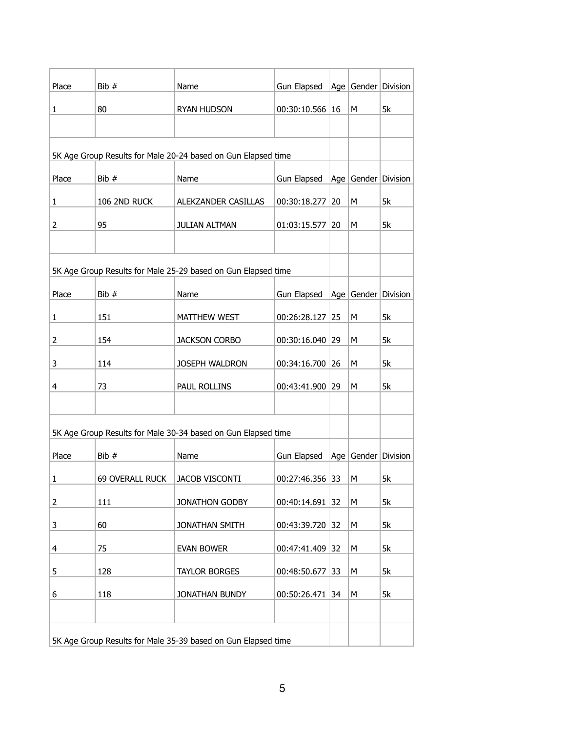| Place | Bib # | Name | Gun Elapsed | Age | Gender | Division |
|---|---|---|---|---|---|---|
| 1 | 80 | RYAN HUDSON | 00:30:10.566 | 16 | M | 5k |

5K Age Group Results for Male 20-24 based on Gun Elapsed time

| Place | Bib # | Name | Gun Elapsed | Age | Gender | Division |
|---|---|---|---|---|---|---|
| 1 | 106 2ND RUCK | ALEKZANDER CASILLAS | 00:30:18.277 | 20 | M | 5k |
| 2 | 95 | JULIAN ALTMAN | 01:03:15.577 | 20 | M | 5k |

5K Age Group Results for Male 25-29 based on Gun Elapsed time

| Place | Bib # | Name | Gun Elapsed | Age | Gender | Division |
|---|---|---|---|---|---|---|
| 1 | 151 | MATTHEW WEST | 00:26:28.127 | 25 | M | 5k |
| 2 | 154 | JACKSON CORBO | 00:30:16.040 | 29 | M | 5k |
| 3 | 114 | JOSEPH WALDRON | 00:34:16.700 | 26 | M | 5k |
| 4 | 73 | PAUL ROLLINS | 00:43:41.900 | 29 | M | 5k |

5K Age Group Results for Male 30-34 based on Gun Elapsed time

| Place | Bib # | Name | Gun Elapsed | Age | Gender | Division |
|---|---|---|---|---|---|---|
| 1 | 69 OVERALL RUCK | JACOB VISCONTI | 00:27:46.356 | 33 | M | 5k |
| 2 | 111 | JONATHON GODBY | 00:40:14.691 | 32 | M | 5k |
| 3 | 60 | JONATHAN SMITH | 00:43:39.720 | 32 | M | 5k |
| 4 | 75 | EVAN BOWER | 00:47:41.409 | 32 | M | 5k |
| 5 | 128 | TAYLOR BORGES | 00:48:50.677 | 33 | M | 5k |
| 6 | 118 | JONATHAN BUNDY | 00:50:26.471 | 34 | M | 5k |

5K Age Group Results for Male 35-39 based on Gun Elapsed time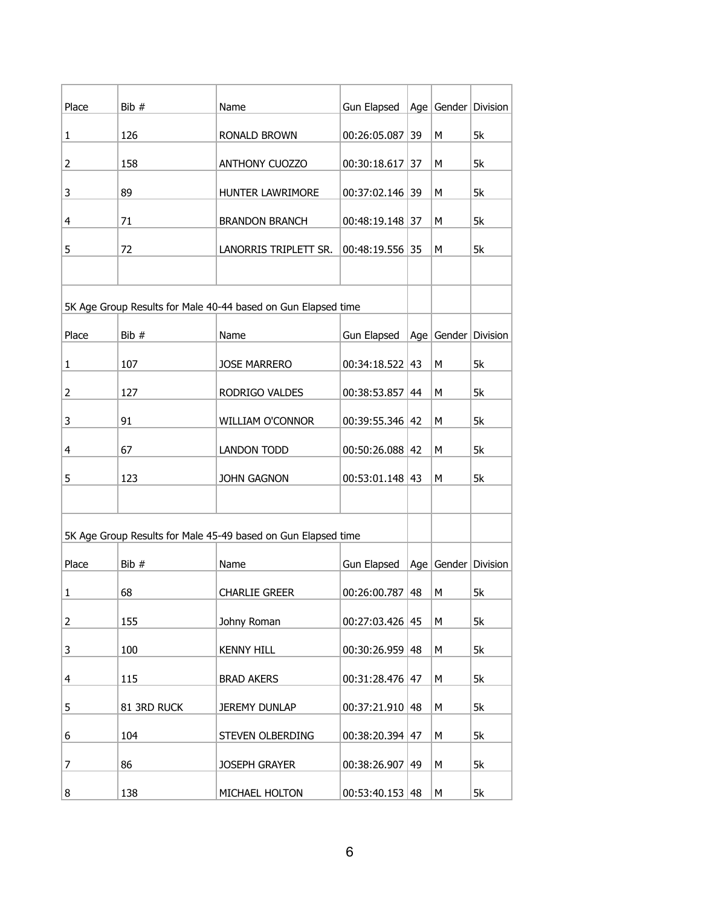| Place | Bib # | Name | Gun Elapsed | Age | Gender | Division |
|---|---|---|---|---|---|---|
| 1 | 126 | RONALD BROWN | 00:26:05.087 | 39 | M | 5k |
| 2 | 158 | ANTHONY CUOZZO | 00:30:18.617 | 37 | M | 5k |
| 3 | 89 | HUNTER LAWRIMORE | 00:37:02.146 | 39 | M | 5k |
| 4 | 71 | BRANDON BRANCH | 00:48:19.148 | 37 | M | 5k |
| 5 | 72 | LANORRIS TRIPLETT SR. | 00:48:19.556 | 35 | M | 5k |

5K Age Group Results for Male 40-44 based on Gun Elapsed time

| Place | Bib # | Name | Gun Elapsed | Age | Gender | Division |
|---|---|---|---|---|---|---|
| 1 | 107 | JOSE MARRERO | 00:34:18.522 | 43 | M | 5k |
| 2 | 127 | RODRIGO VALDES | 00:38:53.857 | 44 | M | 5k |
| 3 | 91 | WILLIAM O'CONNOR | 00:39:55.346 | 42 | M | 5k |
| 4 | 67 | LANDON TODD | 00:50:26.088 | 42 | M | 5k |
| 5 | 123 | JOHN GAGNON | 00:53:01.148 | 43 | M | 5k |

5K Age Group Results for Male 45-49 based on Gun Elapsed time

| Place | Bib # | Name | Gun Elapsed | Age | Gender | Division |
|---|---|---|---|---|---|---|
| 1 | 68 | CHARLIE GREER | 00:26:00.787 | 48 | M | 5k |
| 2 | 155 | Johny Roman | 00:27:03.426 | 45 | M | 5k |
| 3 | 100 | KENNY HILL | 00:30:26.959 | 48 | M | 5k |
| 4 | 115 | BRAD AKERS | 00:31:28.476 | 47 | M | 5k |
| 5 | 81 3RD RUCK | JEREMY DUNLAP | 00:37:21.910 | 48 | M | 5k |
| 6 | 104 | STEVEN OLBERDING | 00:38:20.394 | 47 | M | 5k |
| 7 | 86 | JOSEPH GRAYER | 00:38:26.907 | 49 | M | 5k |
| 8 | 138 | MICHAEL HOLTON | 00:53:40.153 | 48 | M | 5k |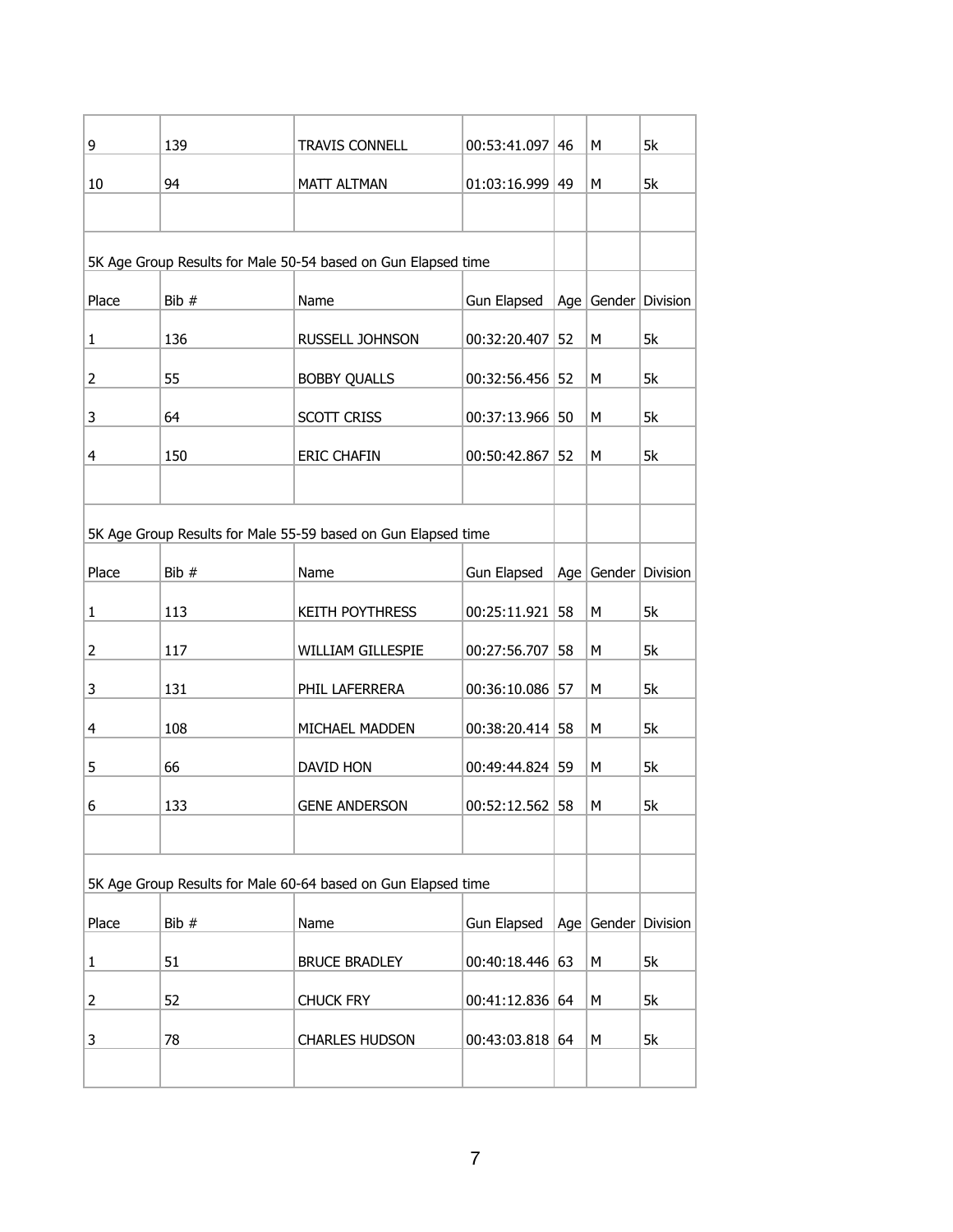| | | | | | | |
|---|---|---|---|---|---|---|
| 9 | 139 | TRAVIS CONNELL | 00:53:41.097 | 46 | M | 5k |
| 10 | 94 | MATT ALTMAN | 01:03:16.999 | 49 | M | 5k |

5K Age Group Results for Male 50-54 based on Gun Elapsed time

| Place | Bib # | Name | Gun Elapsed | Age | Gender | Division |
|---|---|---|---|---|---|---|
| 1 | 136 | RUSSELL JOHNSON | 00:32:20.407 | 52 | M | 5k |
| 2 | 55 | BOBBY QUALLS | 00:32:56.456 | 52 | M | 5k |
| 3 | 64 | SCOTT CRISS | 00:37:13.966 | 50 | M | 5k |
| 4 | 150 | ERIC CHAFIN | 00:50:42.867 | 52 | M | 5k |

5K Age Group Results for Male 55-59 based on Gun Elapsed time

| Place | Bib # | Name | Gun Elapsed | Age | Gender | Division |
|---|---|---|---|---|---|---|
| 1 | 113 | KEITH POYTHRESS | 00:25:11.921 | 58 | M | 5k |
| 2 | 117 | WILLIAM GILLESPIE | 00:27:56.707 | 58 | M | 5k |
| 3 | 131 | PHIL LAFERRERA | 00:36:10.086 | 57 | M | 5k |
| 4 | 108 | MICHAEL MADDEN | 00:38:20.414 | 58 | M | 5k |
| 5 | 66 | DAVID HON | 00:49:44.824 | 59 | M | 5k |
| 6 | 133 | GENE ANDERSON | 00:52:12.562 | 58 | M | 5k |

5K Age Group Results for Male 60-64 based on Gun Elapsed time

| Place | Bib # | Name | Gun Elapsed | Age | Gender | Division |
|---|---|---|---|---|---|---|
| 1 | 51 | BRUCE BRADLEY | 00:40:18.446 | 63 | M | 5k |
| 2 | 52 | CHUCK FRY | 00:41:12.836 | 64 | M | 5k |
| 3 | 78 | CHARLES HUDSON | 00:43:03.818 | 64 | M | 5k |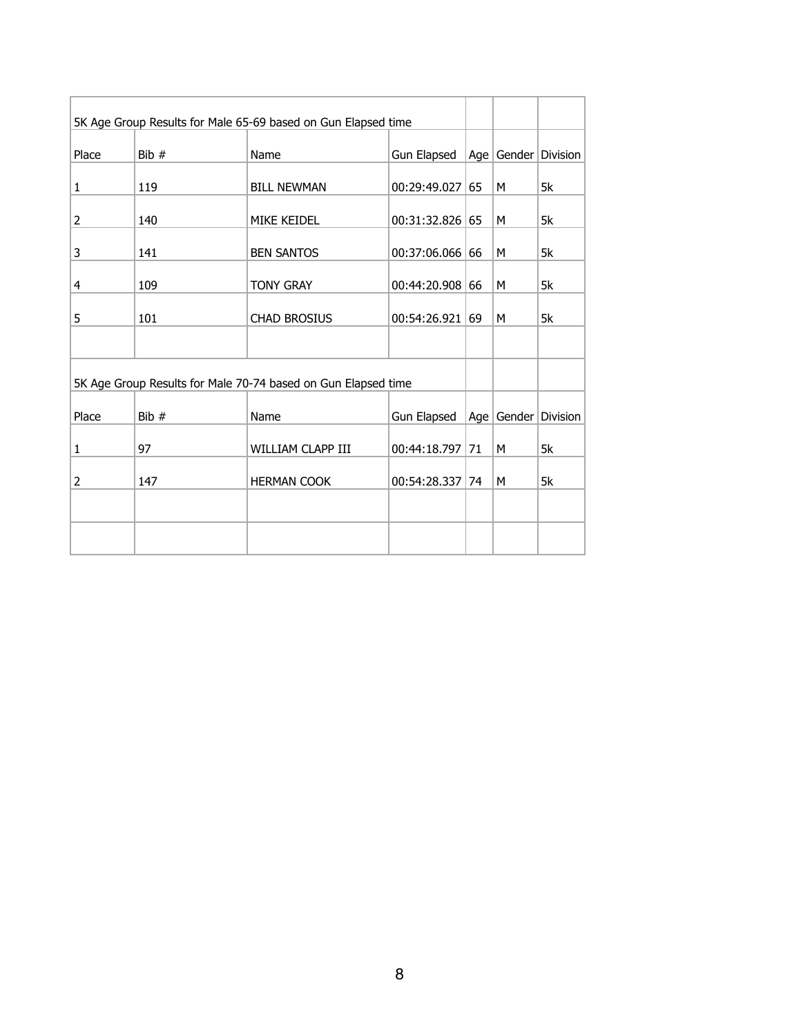| 5K Age Group Results for Male 65-69 based on Gun Elapsed time | | | | | | |
|---|---|---|---|---|---|---|
| Place | Bib # | Name | Gun Elapsed | Age | Gender | Division |
| 1 | 119 | BILL NEWMAN | 00:29:49.027 | 65 | M | 5k |
| 2 | 140 | MIKE KEIDEL | 00:31:32.826 | 65 | M | 5k |
| 3 | 141 | BEN SANTOS | 00:37:06.066 | 66 | M | 5k |
| 4 | 109 | TONY GRAY | 00:44:20.908 | 66 | M | 5k |
| 5 | 101 | CHAD BROSIUS | 00:54:26.921 | 69 | M | 5k |
| | | | | | | |
| 5K Age Group Results for Male 70-74 based on Gun Elapsed time | | | | | | |
| Place | Bib # | Name | Gun Elapsed | Age | Gender | Division |
| 1 | 97 | WILLIAM CLAPP III | 00:44:18.797 | 71 | M | 5k |
| 2 | 147 | HERMAN COOK | 00:54:28.337 | 74 | M | 5k |
| | | | | | | |
| | | | | | | |